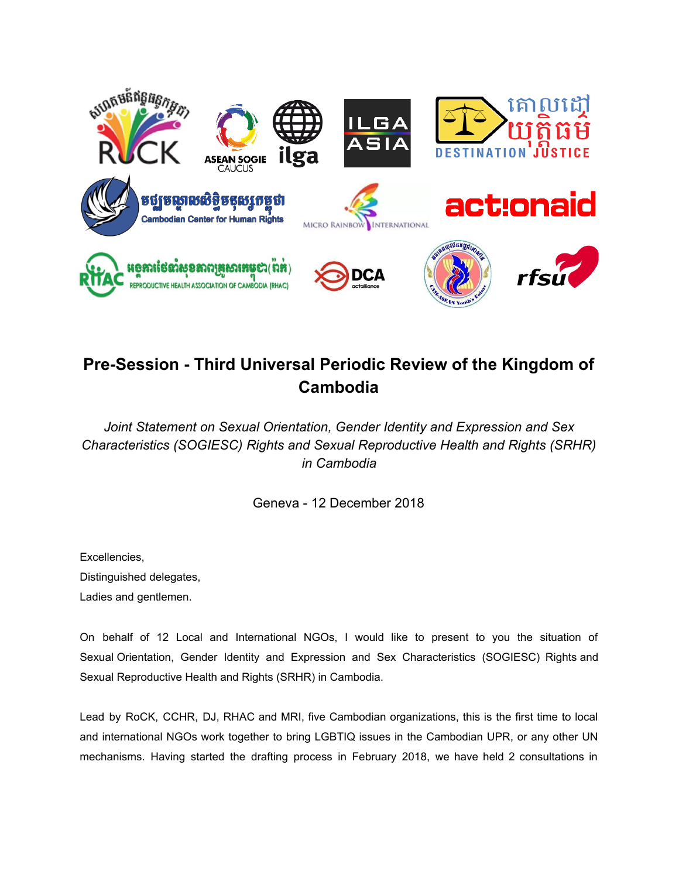# Pre-Session - Third Universal Periodic Review of the Kingdom of Cambodia

*Joint Statement on Sexual Orientation, Gender Identity and Expression and Sex Characteristics (SOGIESC) Rights and Sexual Reproductive Health and Rights (SRHR) in Cambodia*

Geneva - 12 December 2018

Excellencies,

Distinguished delegates,

Ladies and gentlemen.

On behalf of 12 Local and International NGOs, I would like to present to you the situation of Sexual Orientation, Gender Identity and Expression and Sex Characteristics (SOGIESC) Rights and Sexual Reproductive Health and Rights (SRHR) in Cambodia.

Lead by RoCK, CCHR, DJ, RHAC and MRI, five Cambodian organizations, this is the first time to local and international NGOs work together to bring LGBTIQ issues in the Cambodian UPR, or any other UN mechanisms. Having started the drafting process in February 2018, we have held 2 consultations in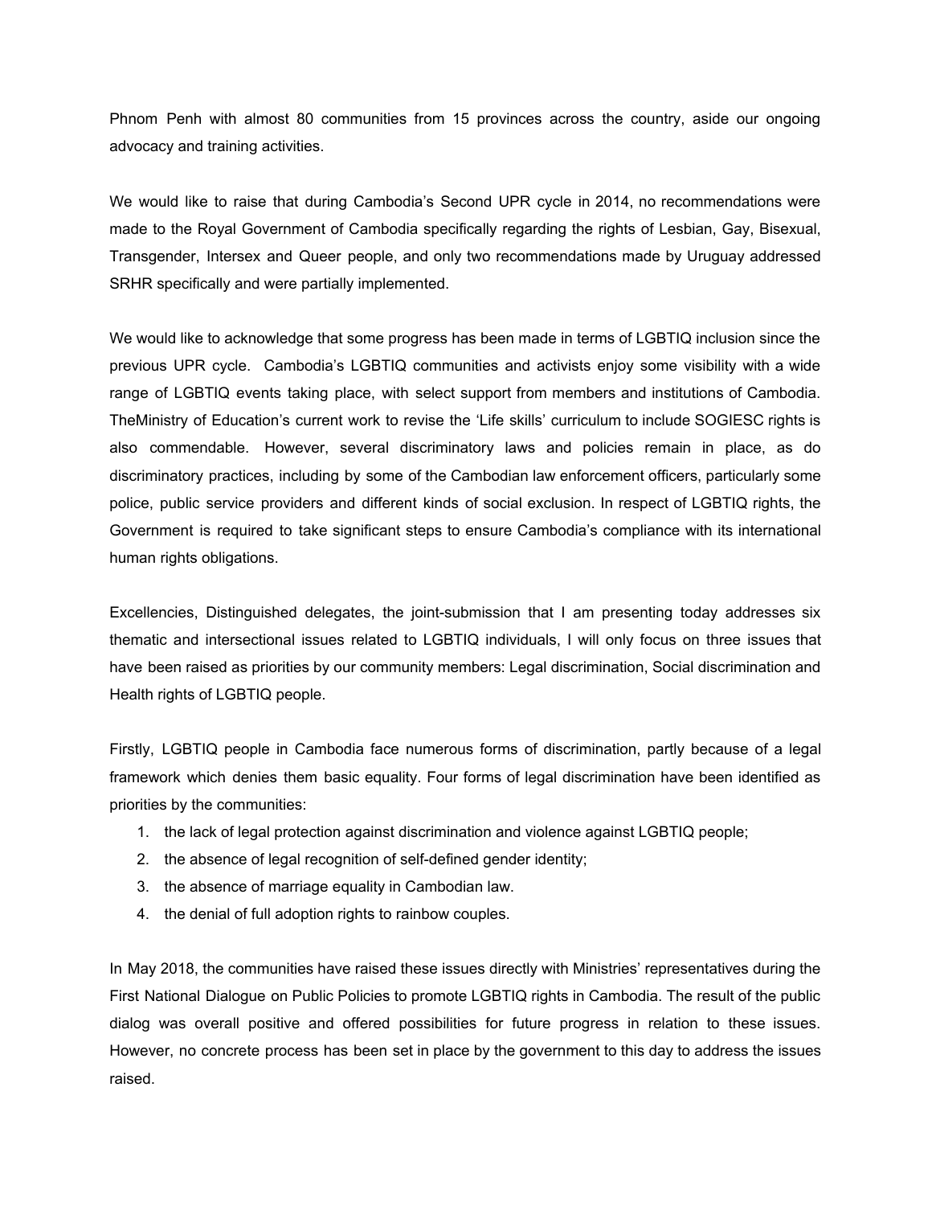Phnom Penh with almost 80 communities from 15 provinces across the country, aside our ongoing advocacy and training activities.

We would like to raise that during Cambodia's Second UPR cycle in 2014, no recommendations were made to the Royal Government of Cambodia specifically regarding the rights of Lesbian, Gay, Bisexual, Transgender, Intersex and Queer people, and only two recommendations made by Uruguay addressed SRHR specifically and were partially implemented.

We would like to acknowledge that some progress has been made in terms of LGBTIQ inclusion since the previous UPR cycle. Cambodia's LGBTIQ communities and activists enjoy some visibility with a wide range of LGBTIQ events taking place, with select support from members and institutions of Cambodia. TheMinistry of Education's current work to revise the 'Life skills' curriculum to include SOGIESC rights is also commendable. However, several discriminatory laws and policies remain in place, as do discriminatory practices, including by some of the Cambodian law enforcement officers, particularly some police, public service providers and different kinds of social exclusion. In respect of LGBTIQ rights, the Government is required to take significant steps to ensure Cambodia's compliance with its international human rights obligations.

Excellencies, Distinguished delegates, the joint-submission that I am presenting today addresses six thematic and intersectional issues related to LGBTIQ individuals, I will only focus on three issues that have been raised as priorities by our community members: Legal discrimination, Social discrimination and Health rights of LGBTIQ people.

Firstly, LGBTIQ people in Cambodia face numerous forms of discrimination, partly because of a legal framework which denies them basic equality. Four forms of legal discrimination have been identified as priorities by the communities:

1. the lack of legal protection against discrimination and violence against LGBTIQ people;
2. the absence of legal recognition of self-defined gender identity;
3. the absence of marriage equality in Cambodian law.
4. the denial of full adoption rights to rainbow couples.

In May 2018, the communities have raised these issues directly with Ministries' representatives during the First National Dialogue on Public Policies to promote LGBTIQ rights in Cambodia. The result of the public dialog was overall positive and offered possibilities for future progress in relation to these issues. However, no concrete process has been set in place by the government to this day to address the issues raised.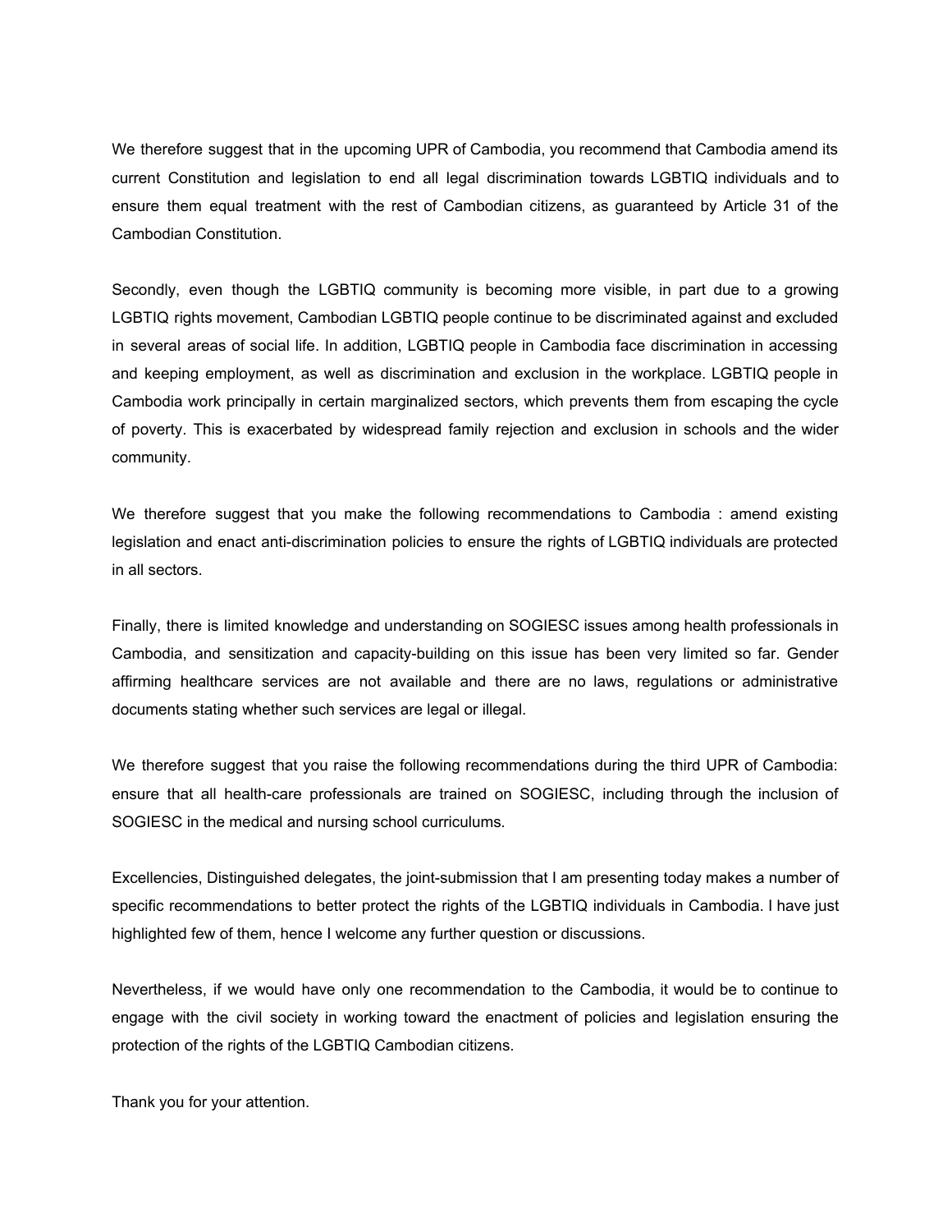We therefore suggest that in the upcoming UPR of Cambodia, you recommend that Cambodia amend its current Constitution and legislation to end all legal discrimination towards LGBTIQ individuals and to ensure them equal treatment with the rest of Cambodian citizens, as guaranteed by Article 31 of the Cambodian Constitution.

Secondly, even though the LGBTIQ community is becoming more visible, in part due to a growing LGBTIQ rights movement, Cambodian LGBTIQ people continue to be discriminated against and excluded in several areas of social life. In addition, LGBTIQ people in Cambodia face discrimination in accessing and keeping employment, as well as discrimination and exclusion in the workplace. LGBTIQ people in Cambodia work principally in certain marginalized sectors, which prevents them from escaping the cycle of poverty. This is exacerbated by widespread family rejection and exclusion in schools and the wider community.

We therefore suggest that you make the following recommendations to Cambodia : amend existing legislation and enact anti-discrimination policies to ensure the rights of LGBTIQ individuals are protected in all sectors.

Finally, there is limited knowledge and understanding on SOGIESC issues among health professionals in Cambodia, and sensitization and capacity-building on this issue has been very limited so far. Gender affirming healthcare services are not available and there are no laws, regulations or administrative documents stating whether such services are legal or illegal.

We therefore suggest that you raise the following recommendations during the third UPR of Cambodia: ensure that all health-care professionals are trained on SOGIESC, including through the inclusion of SOGIESC in the medical and nursing school curriculums.

Excellencies, Distinguished delegates, the joint-submission that I am presenting today makes a number of specific recommendations to better protect the rights of the LGBTIQ individuals in Cambodia. I have just highlighted few of them, hence I welcome any further question or discussions.

Nevertheless, if we would have only one recommendation to the Cambodia, it would be to continue to engage with the civil society in working toward the enactment of policies and legislation ensuring the protection of the rights of the LGBTIQ Cambodian citizens.

Thank you for your attention.